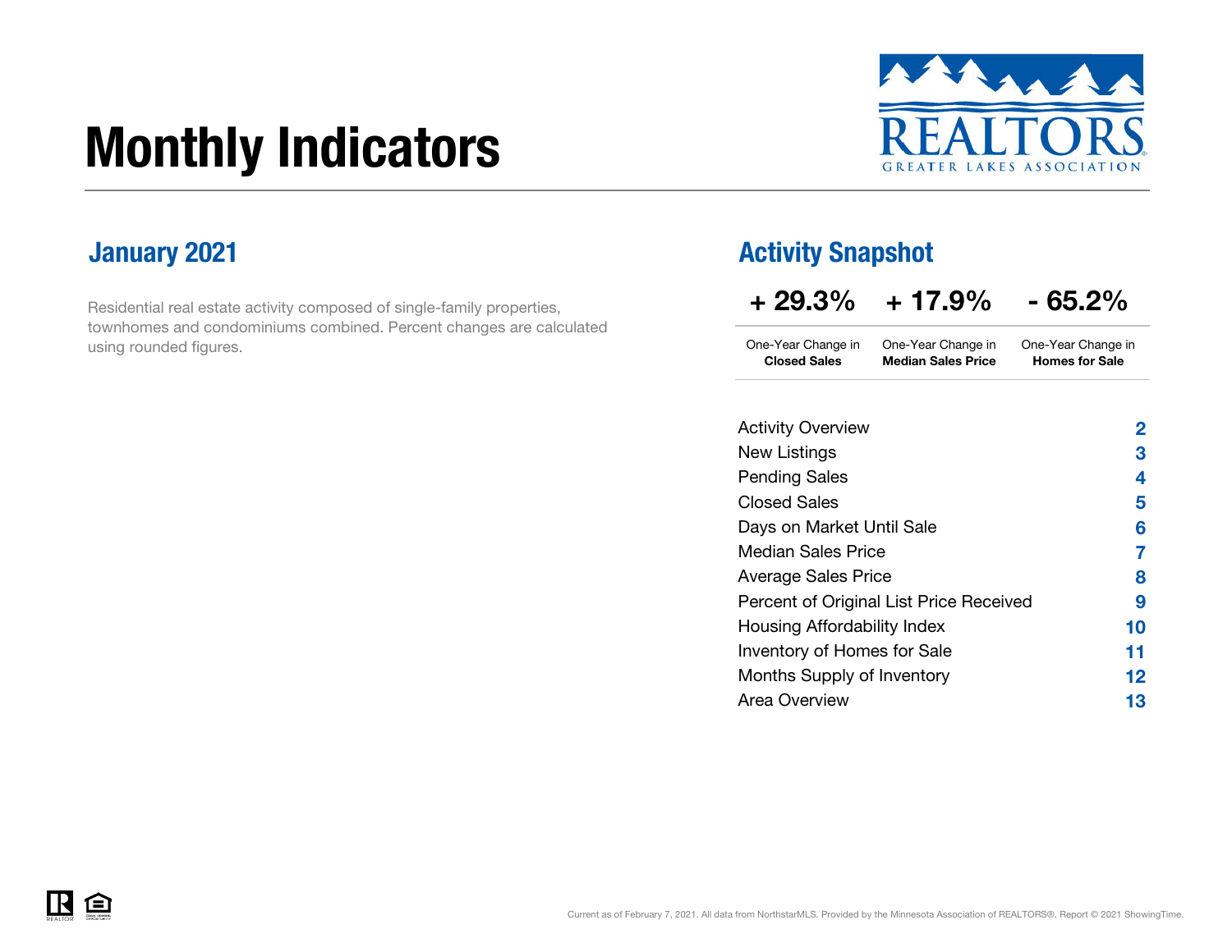# Monthly Indicators

REALTORS GREATER LAKES ASSOCIATION

## January 2021

Residential real estate activity composed of single-family properties, townhomes and condominiums combined. Percent changes are calculated using rounded figures.

## Activity Snapshot

| + 29.3% | + 17.9% | - 65.2% |
|---|---|---|
| One-Year Change in **Closed Sales** | One-Year Change in **Median Sales Price** | One-Year Change in **Homes for Sale** |

| | |
|---|---|
| Activity Overview | 2 |
| New Listings | 3 |
| Pending Sales | 4 |
| Closed Sales | 5 |
| Days on Market Until Sale | 6 |
| Median Sales Price | 7 |
| Average Sales Price | 8 |
| Percent of Original List Price Received | 9 |
| Housing Affordability Index | 10 |
| Inventory of Homes for Sale | 11 |
| Months Supply of Inventory | 12 |
| Area Overview | 13 |

Current as of February 7, 2021. All data from NorthstarMLS. Provided by the Minnesota Association of REALTORS®. Report © 2021 ShowingTime.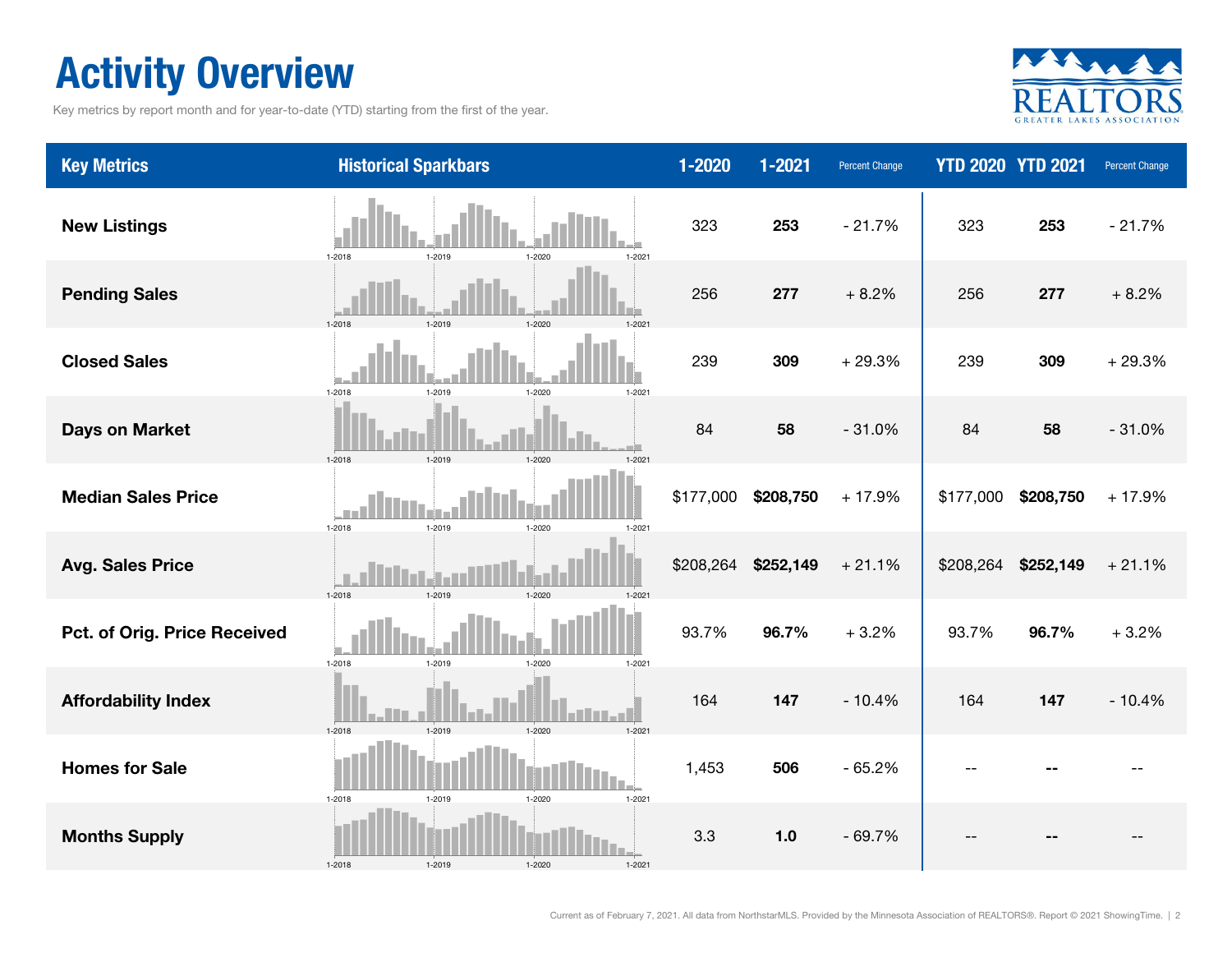# Activity Overview

Key metrics by report month and for year-to-date (YTD) starting from the first of the year.

| Key Metrics | Historical Sparkbars | 1-2020 | 1-2021 | Percent Change | YTD 2020 | YTD 2021 | Percent Change |
|---|---|---|---|---|---|---|---|
| **New Listings** | 1-2018 1-2019 1-2020 1-2021 | 323 | **253** | - 21.7% | 323 | **253** | - 21.7% |
| **Pending Sales** | 1-2018 1-2019 1-2020 1-2021 | 256 | **277** | + 8.2% | 256 | **277** | + 8.2% |
| **Closed Sales** | 1-2018 1-2019 1-2020 1-2021 | 239 | **309** | + 29.3% | 239 | **309** | + 29.3% |
| **Days on Market** | 1-2018 1-2019 1-2020 1-2021 | 84 | **58** | - 31.0% | 84 | **58** | - 31.0% |
| **Median Sales Price** | 1-2018 1-2019 1-2020 1-2021 | $177,000 | **$208,750** | + 17.9% | $177,000 | **$208,750** | + 17.9% |
| **Avg. Sales Price** | 1-2018 1-2019 1-2020 1-2021 | $208,264 | **$252,149** | + 21.1% | $208,264 | **$252,149** | + 21.1% |
| **Pct. of Orig. Price Received** | 1-2018 1-2019 1-2020 1-2021 | 93.7% | **96.7%** | + 3.2% | 93.7% | **96.7%** | + 3.2% |
| **Affordability Index** | 1-2018 1-2019 1-2020 1-2021 | 164 | **147** | - 10.4% | 164 | **147** | - 10.4% |
| **Homes for Sale** | 1-2018 1-2019 1-2020 1-2021 | 1,453 | **506** | - 65.2% | -- | **--** | -- |
| **Months Supply** | 1-2018 1-2019 1-2020 1-2021 | 3.3 | **1.0** | - 69.7% | -- | **--** | -- |

Current as of February 7, 2021. All data from NorthstarMLS. Provided by the Minnesota Association of REALTORS®. Report © 2021 ShowingTime.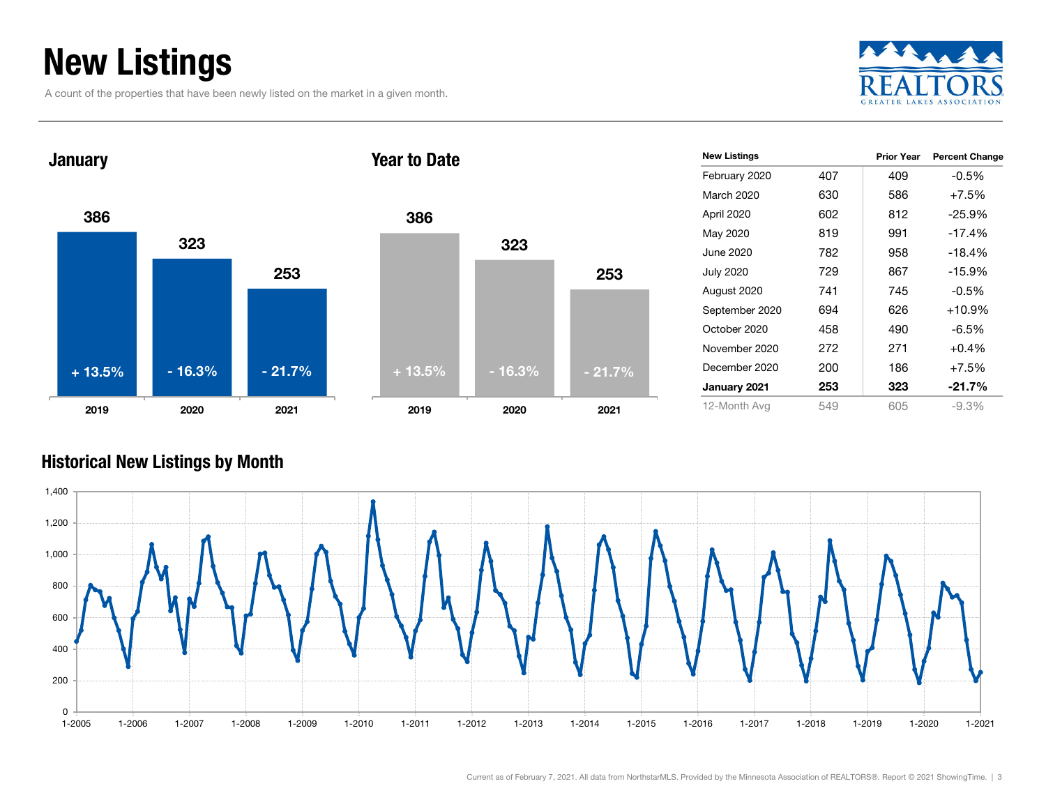# New Listings

A count of the properties that have been newly listed on the market in a given month.

### January

| Year | New Listings | Change |
|---|---|---|
| 2019 | 386 | + 13.5% |
| 2020 | 323 | - 16.3% |
| 2021 | 253 | - 21.7% |

### Year to Date

| Year | New Listings | Change |
|---|---|---|
| 2019 | 386 | + 13.5% |
| 2020 | 323 | - 16.3% |
| 2021 | 253 | - 21.7% |

| New Listings | | Prior Year | Percent Change |
|---|---|---|---|
| February 2020 | 407 | 409 | -0.5% |
| March 2020 | 630 | 586 | +7.5% |
| April 2020 | 602 | 812 | -25.9% |
| May 2020 | 819 | 991 | -17.4% |
| June 2020 | 782 | 958 | -18.4% |
| July 2020 | 729 | 867 | -15.9% |
| August 2020 | 741 | 745 | -0.5% |
| September 2020 | 694 | 626 | +10.9% |
| October 2020 | 458 | 490 | -6.5% |
| November 2020 | 272 | 271 | +0.4% |
| December 2020 | 200 | 186 | +7.5% |
| **January 2021** | **253** | **323** | **-21.7%** |
| 12-Month Avg | 549 | 605 | -9.3% |

### Historical New Listings by Month

Current as of February 7, 2021. All data from NorthstarMLS. Provided by the Minnesota Association of REALTORS®. Report © 2021 ShowingTime.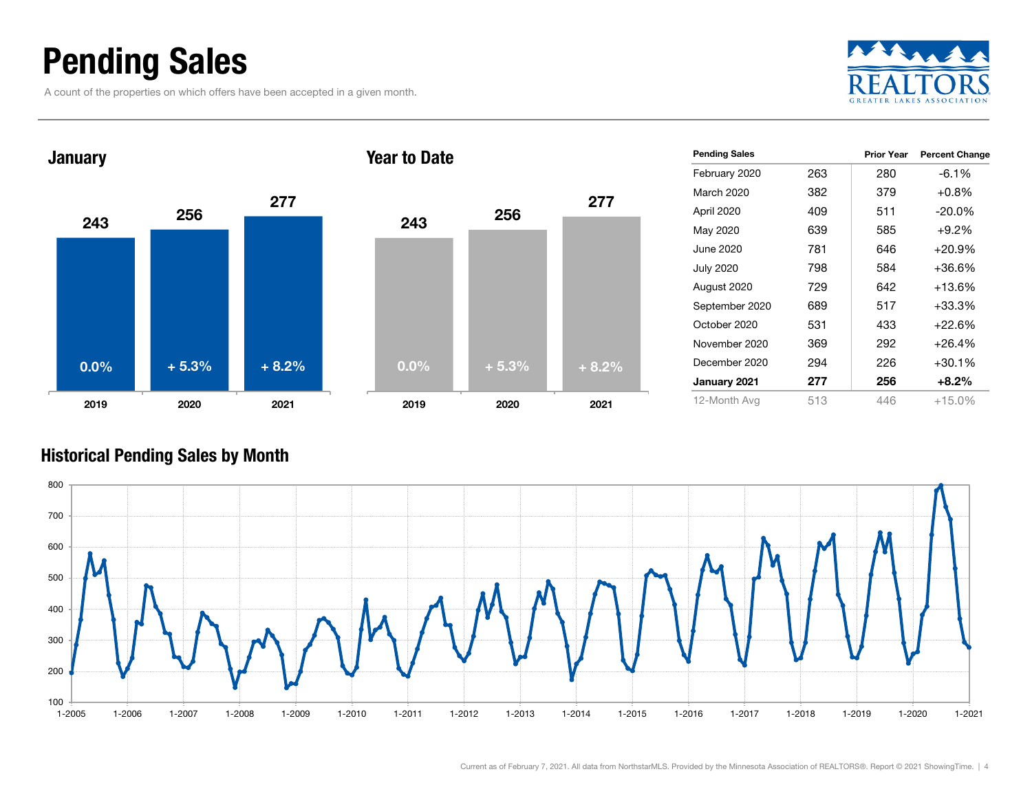# Pending Sales

A count of the properties on which offers have been accepted in a given month.

## January

| Year | Pending Sales | Change |
|---|---|---|
| 2019 | 243 | 0.0% |
| 2020 | 256 | + 5.3% |
| 2021 | 277 | + 8.2% |

## Year to Date

| Year | Pending Sales | Change |
|---|---|---|
| 2019 | 243 | 0.0% |
| 2020 | 256 | + 5.3% |
| 2021 | 277 | + 8.2% |

| Pending Sales | | Prior Year | Percent Change |
|---|---|---|---|
| February 2020 | 263 | 280 | -6.1% |
| March 2020 | 382 | 379 | +0.8% |
| April 2020 | 409 | 511 | -20.0% |
| May 2020 | 639 | 585 | +9.2% |
| June 2020 | 781 | 646 | +20.9% |
| July 2020 | 798 | 584 | +36.6% |
| August 2020 | 729 | 642 | +13.6% |
| September 2020 | 689 | 517 | +33.3% |
| October 2020 | 531 | 433 | +22.6% |
| November 2020 | 369 | 292 | +26.4% |
| December 2020 | 294 | 226 | +30.1% |
| **January 2021** | **277** | **256** | **+8.2%** |
| 12-Month Avg | 513 | 446 | +15.0% |

## Historical Pending Sales by Month

Current as of February 7, 2021. All data from NorthstarMLS. Provided by the Minnesota Association of REALTORS®. Report © 2021 ShowingTime.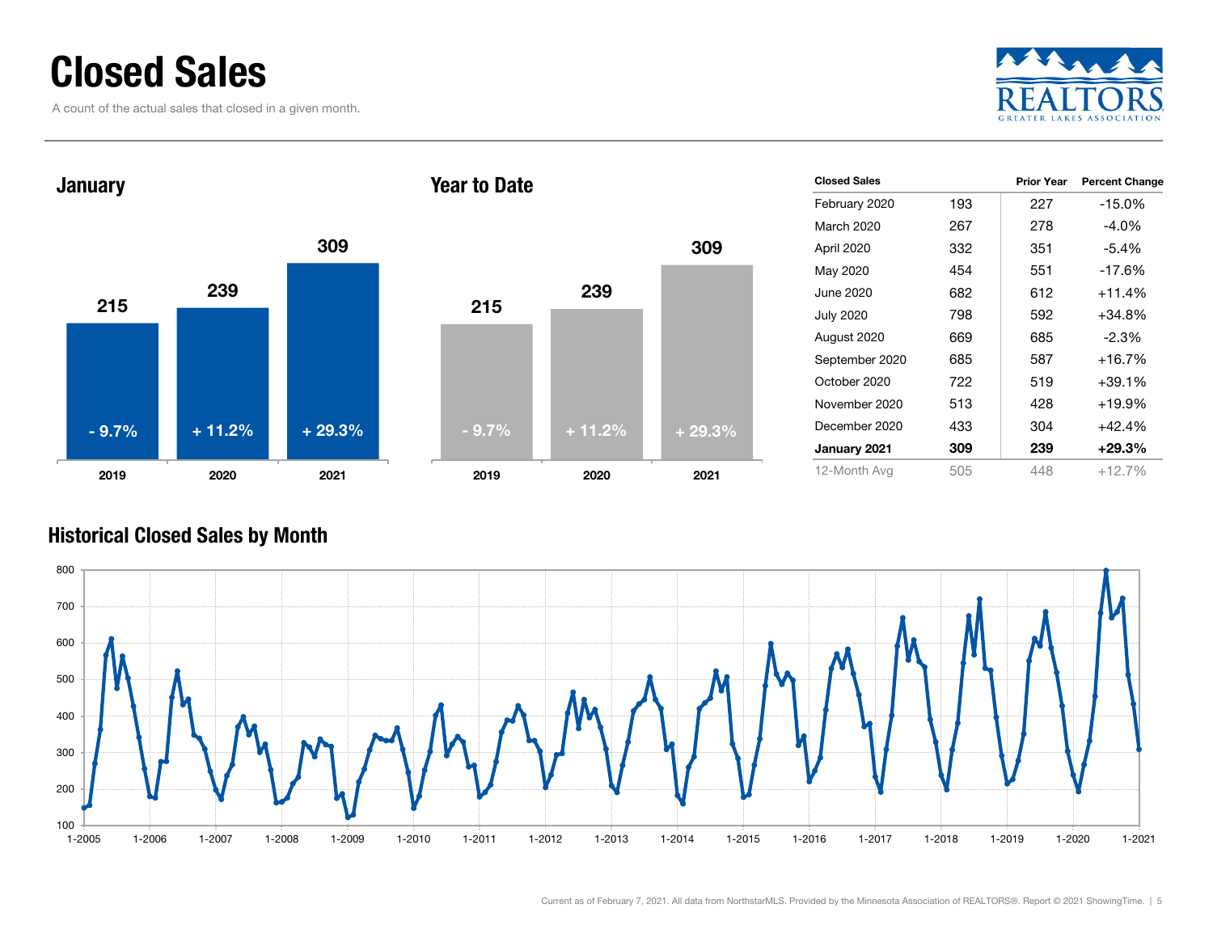# Closed Sales

A count of the actual sales that closed in a given month.

## January

| | 2019 | 2020 | 2021 |
|---|---|---|---|
| Closed Sales | 215 | 239 | 309 |
| Change | - 9.7% | + 11.2% | + 29.3% |

## Year to Date

| | 2019 | 2020 | 2021 |
|---|---|---|---|
| Closed Sales | 215 | 239 | 309 |
| Change | - 9.7% | + 11.2% | + 29.3% |

| Closed Sales | | Prior Year | Percent Change |
|---|---|---|---|
| February 2020 | 193 | 227 | -15.0% |
| March 2020 | 267 | 278 | -4.0% |
| April 2020 | 332 | 351 | -5.4% |
| May 2020 | 454 | 551 | -17.6% |
| June 2020 | 682 | 612 | +11.4% |
| July 2020 | 798 | 592 | +34.8% |
| August 2020 | 669 | 685 | -2.3% |
| September 2020 | 685 | 587 | +16.7% |
| October 2020 | 722 | 519 | +39.1% |
| November 2020 | 513 | 428 | +19.9% |
| December 2020 | 433 | 304 | +42.4% |
| **January 2021** | **309** | **239** | **+29.3%** |
| 12-Month Avg | 505 | 448 | +12.7% |

## Historical Closed Sales by Month

Current as of February 7, 2021. All data from NorthstarMLS. Provided by the Minnesota Association of REALTORS®. Report © 2021 ShowingTime.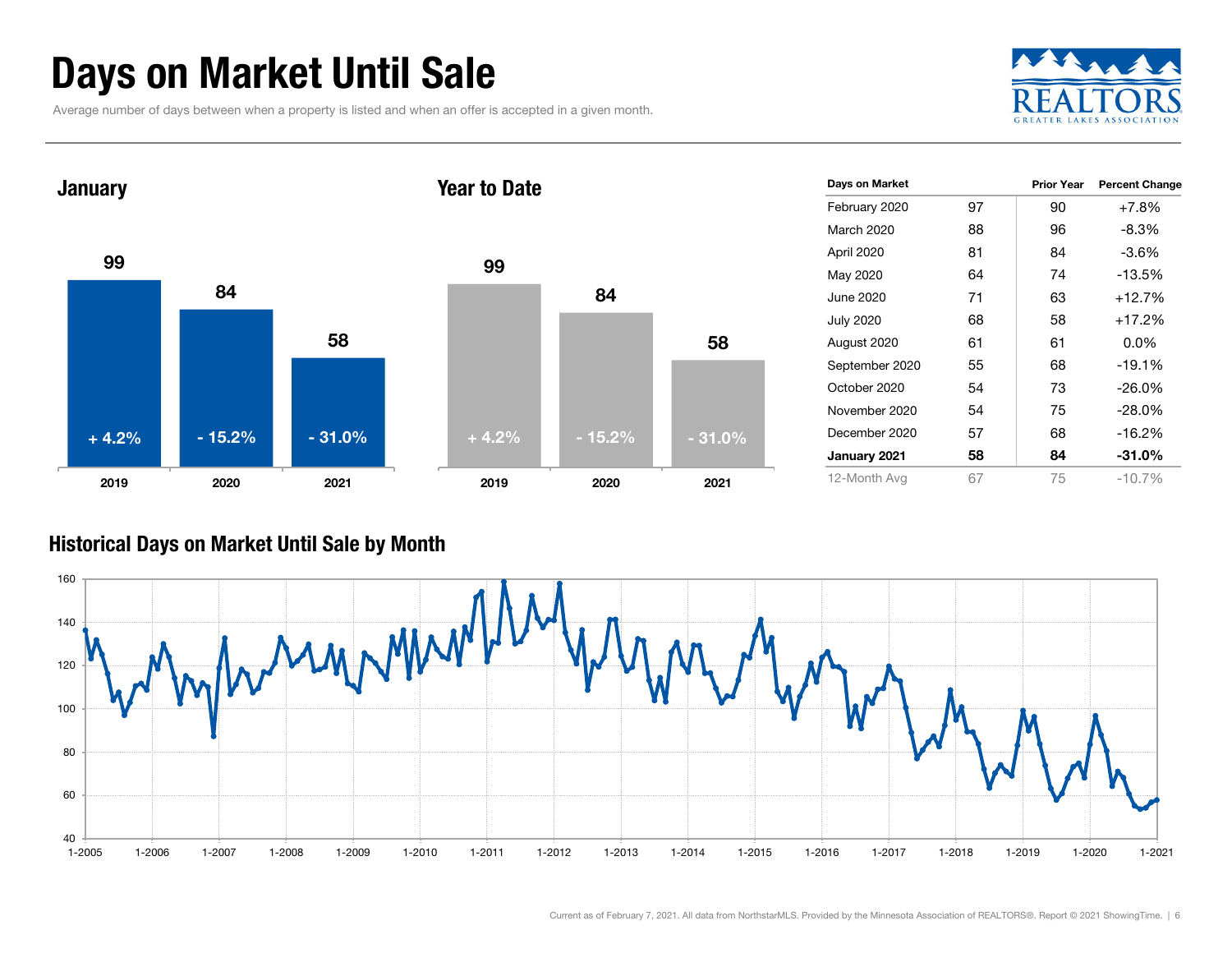# Days on Market Until Sale

Average number of days between when a property is listed and when an offer is accepted in a given month.

## January

| Year | Days | Change |
| --- | --- | --- |
| 2019 | 99 | + 4.2% |
| 2020 | 84 | - 15.2% |
| 2021 | 58 | - 31.0% |

## Year to Date

| Year | Days | Change |
| --- | --- | --- |
| 2019 | 99 | + 4.2% |
| 2020 | 84 | - 15.2% |
| 2021 | 58 | - 31.0% |

| Days on Market | | Prior Year | Percent Change |
| --- | --- | --- | --- |
| February 2020 | 97 | 90 | +7.8% |
| March 2020 | 88 | 96 | -8.3% |
| April 2020 | 81 | 84 | -3.6% |
| May 2020 | 64 | 74 | -13.5% |
| June 2020 | 71 | 63 | +12.7% |
| July 2020 | 68 | 58 | +17.2% |
| August 2020 | 61 | 61 | 0.0% |
| September 2020 | 55 | 68 | -19.1% |
| October 2020 | 54 | 73 | -26.0% |
| November 2020 | 54 | 75 | -28.0% |
| December 2020 | 57 | 68 | -16.2% |
| **January 2021** | **58** | **84** | **-31.0%** |
| 12-Month Avg | 67 | 75 | -10.7% |

## Historical Days on Market Until Sale by Month

Current as of February 7, 2021. All data from NorthstarMLS. Provided by the Minnesota Association of REALTORS®. Report © 2021 ShowingTime.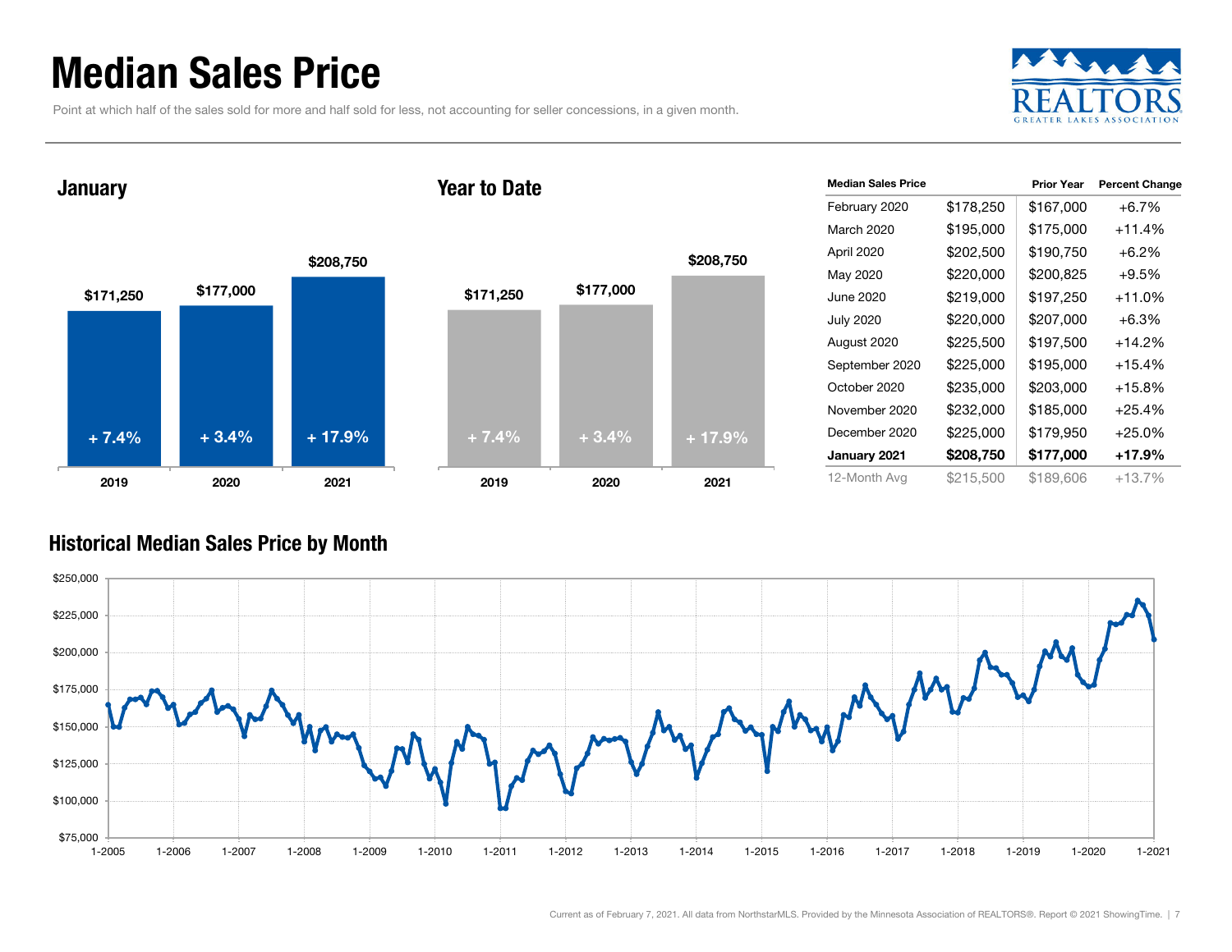# Median Sales Price

Point at which half of the sales sold for more and half sold for less, not accounting for seller concessions, in a given month.

## January

| | 2019 | 2020 | 2021 |
|---|---|---|---|
| Median Sales Price | $171,250 | $177,000 | $208,750 |
| Change | + 7.4% | + 3.4% | + 17.9% |

## Year to Date

| | 2019 | 2020 | 2021 |
|---|---|---|---|
| Median Sales Price | $171,250 | $177,000 | $208,750 |
| Change | + 7.4% | + 3.4% | + 17.9% |

| Median Sales Price | | Prior Year | Percent Change |
|---|---|---|---|
| February 2020 | $178,250 | $167,000 | +6.7% |
| March 2020 | $195,000 | $175,000 | +11.4% |
| April 2020 | $202,500 | $190,750 | +6.2% |
| May 2020 | $220,000 | $200,825 | +9.5% |
| June 2020 | $219,000 | $197,250 | +11.0% |
| July 2020 | $220,000 | $207,000 | +6.3% |
| August 2020 | $225,500 | $197,500 | +14.2% |
| September 2020 | $225,000 | $195,000 | +15.4% |
| October 2020 | $235,000 | $203,000 | +15.8% |
| November 2020 | $232,000 | $185,000 | +25.4% |
| December 2020 | $225,000 | $179,950 | +25.0% |
| **January 2021** | **$208,750** | **$177,000** | **+17.9%** |
| 12-Month Avg | $215,500 | $189,606 | +13.7% |

## Historical Median Sales Price by Month

Current as of February 7, 2021. All data from NorthstarMLS. Provided by the Minnesota Association of REALTORS®. Report © 2021 ShowingTime.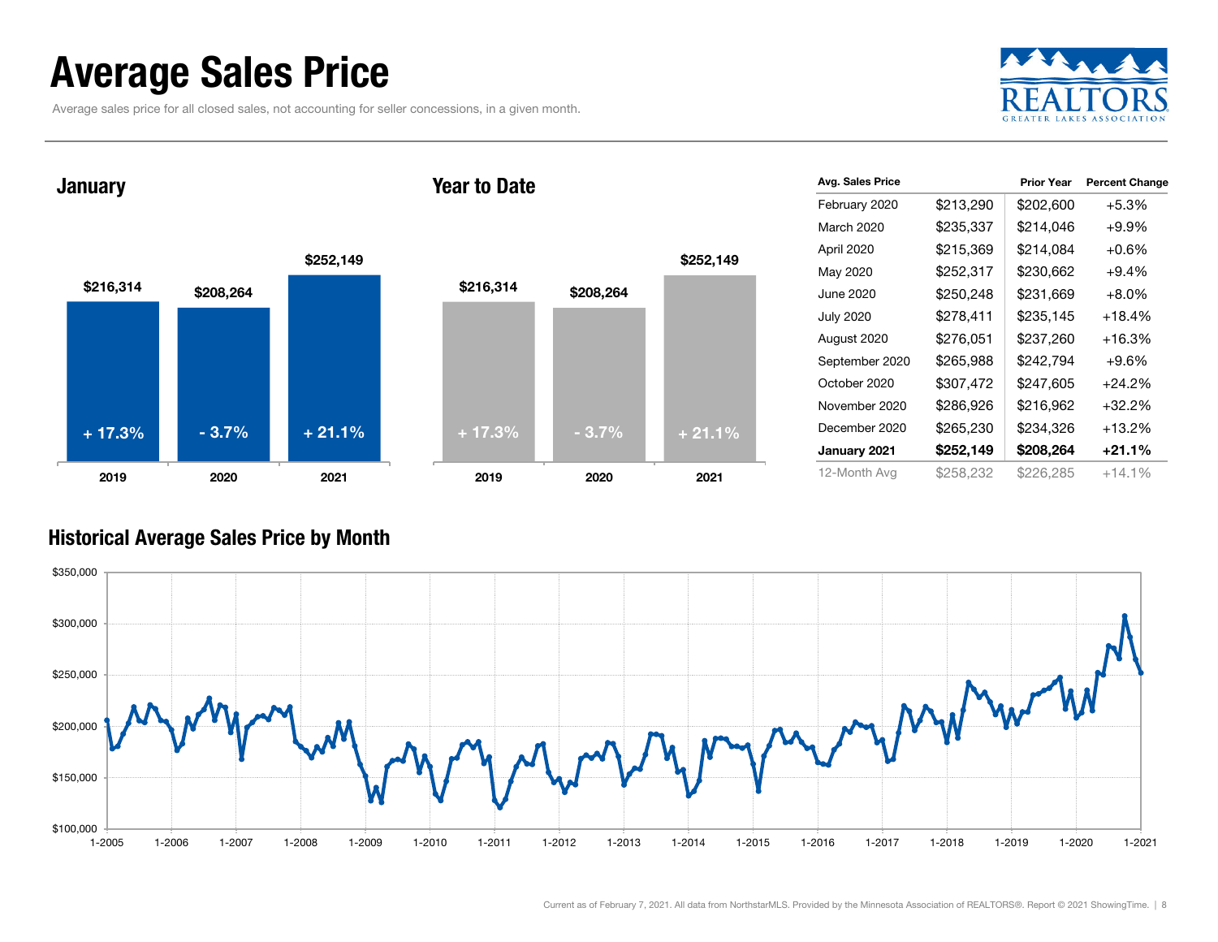# Average Sales Price

Average sales price for all closed sales, not accounting for seller concessions, in a given month.

## January

| Year | Avg. Sales Price | Change |
|---|---|---|
| 2019 | $216,314 | + 17.3% |
| 2020 | $208,264 | - 3.7% |
| 2021 | $252,149 | + 21.1% |

## Year to Date

| Year | Avg. Sales Price | Change |
|---|---|---|
| 2019 | $216,314 | + 17.3% |
| 2020 | $208,264 | - 3.7% |
| 2021 | $252,149 | + 21.1% |

| Avg. Sales Price | | Prior Year | Percent Change |
|---|---|---|---|
| February 2020 | $213,290 | $202,600 | +5.3% |
| March 2020 | $235,337 | $214,046 | +9.9% |
| April 2020 | $215,369 | $214,084 | +0.6% |
| May 2020 | $252,317 | $230,662 | +9.4% |
| June 2020 | $250,248 | $231,669 | +8.0% |
| July 2020 | $278,411 | $235,145 | +18.4% |
| August 2020 | $276,051 | $237,260 | +16.3% |
| September 2020 | $265,988 | $242,794 | +9.6% |
| October 2020 | $307,472 | $247,605 | +24.2% |
| November 2020 | $286,926 | $216,962 | +32.2% |
| December 2020 | $265,230 | $234,326 | +13.2% |
| **January 2021** | **$252,149** | **$208,264** | **+21.1%** |
| 12-Month Avg | $258,232 | $226,285 | +14.1% |

## Historical Average Sales Price by Month

Current as of February 7, 2021. All data from NorthstarMLS. Provided by the Minnesota Association of REALTORS®. Report © 2021 ShowingTime.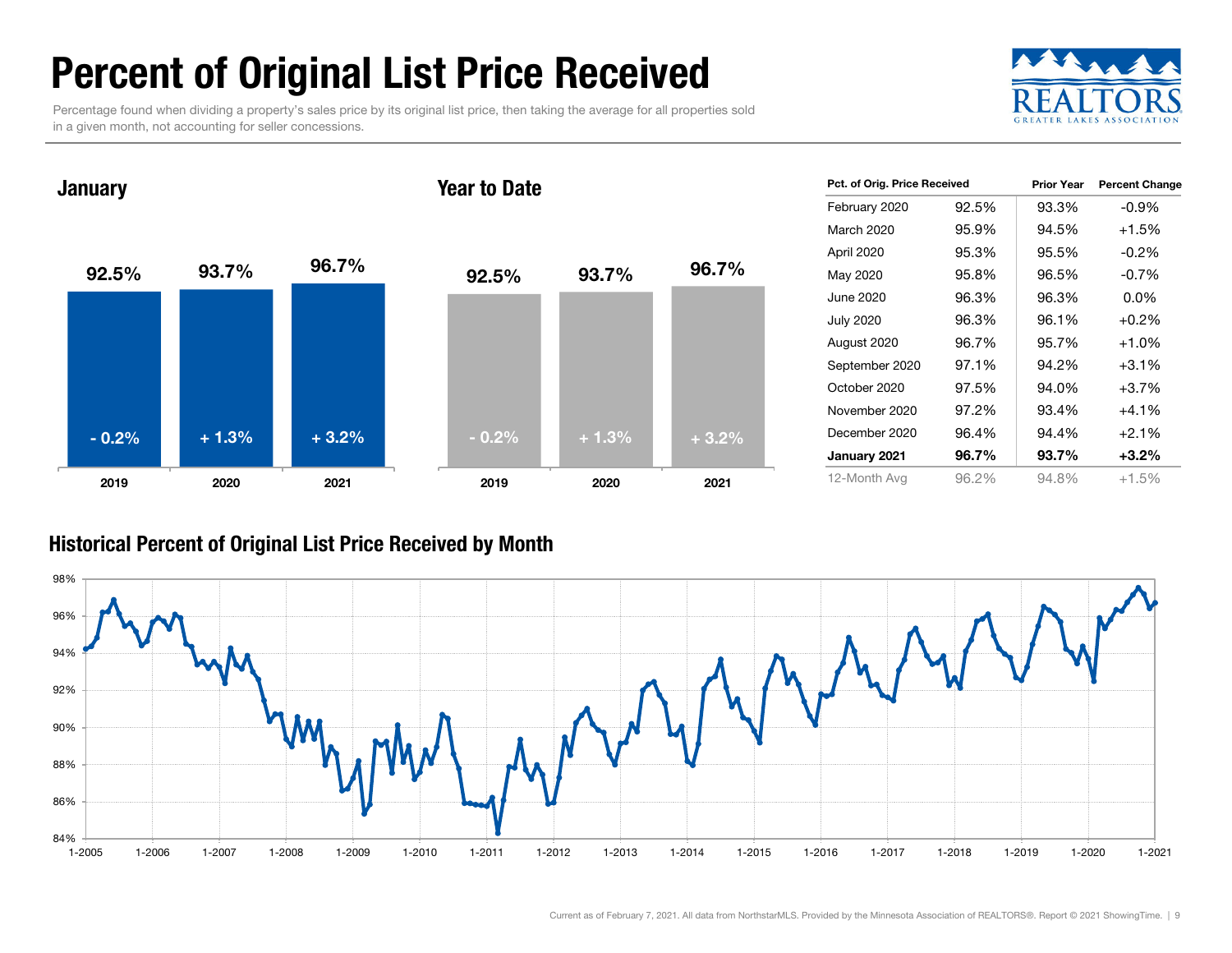# Percent of Original List Price Received

Percentage found when dividing a property's sales price by its original list price, then taking the average for all properties sold in a given month, not accounting for seller concessions.

REALTORS GREATER LAKES ASSOCIATION

## January

| | 2019 | 2020 | 2021 |
|---|---|---|---|
| Pct. of Orig. Price Received | 92.5% | 93.7% | 96.7% |
| Change | - 0.2% | + 1.3% | + 3.2% |

## Year to Date

| | 2019 | 2020 | 2021 |
|---|---|---|---|
| Pct. of Orig. Price Received | 92.5% | 93.7% | 96.7% |
| Change | - 0.2% | + 1.3% | + 3.2% |

| Pct. of Orig. Price Received | | Prior Year | Percent Change |
|---|---|---|---|
| February 2020 | 92.5% | 93.3% | -0.9% |
| March 2020 | 95.9% | 94.5% | +1.5% |
| April 2020 | 95.3% | 95.5% | -0.2% |
| May 2020 | 95.8% | 96.5% | -0.7% |
| June 2020 | 96.3% | 96.3% | 0.0% |
| July 2020 | 96.3% | 96.1% | +0.2% |
| August 2020 | 96.7% | 95.7% | +1.0% |
| September 2020 | 97.1% | 94.2% | +3.1% |
| October 2020 | 97.5% | 94.0% | +3.7% |
| November 2020 | 97.2% | 93.4% | +4.1% |
| December 2020 | 96.4% | 94.4% | +2.1% |
| **January 2021** | **96.7%** | **93.7%** | **+3.2%** |
| 12-Month Avg | 96.2% | 94.8% | +1.5% |

## Historical Percent of Original List Price Received by Month

Current as of February 7, 2021. All data from NorthstarMLS. Provided by the Minnesota Association of REALTORS®. Report © 2021 ShowingTime.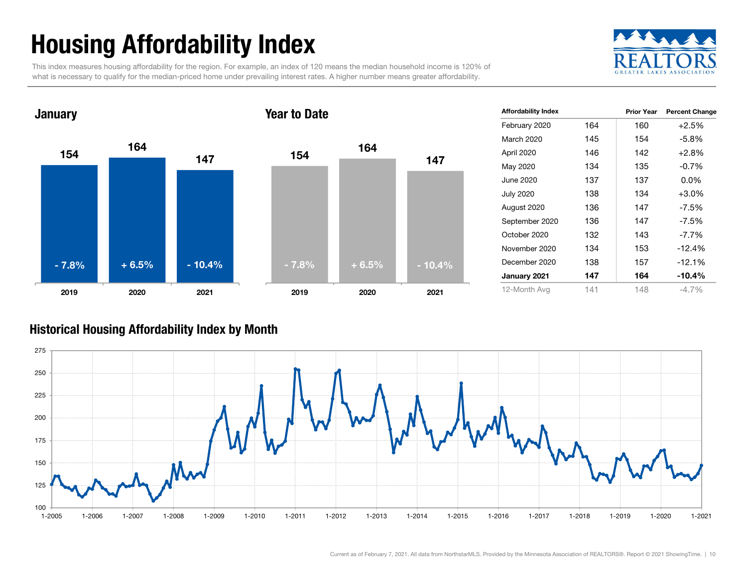# Housing Affordability Index

This index measures housing affordability for the region. For example, an index of 120 means the median household income is 120% of what is necessary to qualify for the median-priced home under prevailing interest rates. A higher number means greater affordability.

## January

| | 2019 | 2020 | 2021 |
|---|---|---|---|
| Index | 154 | 164 | 147 |
| Change | - 7.8% | + 6.5% | - 10.4% |

## Year to Date

| | 2019 | 2020 | 2021 |
|---|---|---|---|
| Index | 154 | 164 | 147 |
| Change | - 7.8% | + 6.5% | - 10.4% |

| Affordability Index | | Prior Year | Percent Change |
|---|---|---|---|
| February 2020 | 164 | 160 | +2.5% |
| March 2020 | 145 | 154 | -5.8% |
| April 2020 | 146 | 142 | +2.8% |
| May 2020 | 134 | 135 | -0.7% |
| June 2020 | 137 | 137 | 0.0% |
| July 2020 | 138 | 134 | +3.0% |
| August 2020 | 136 | 147 | -7.5% |
| September 2020 | 136 | 147 | -7.5% |
| October 2020 | 132 | 143 | -7.7% |
| November 2020 | 134 | 153 | -12.4% |
| December 2020 | 138 | 157 | -12.1% |
| **January 2021** | **147** | **164** | **-10.4%** |
| 12-Month Avg | 141 | 148 | -4.7% |

## Historical Housing Affordability Index by Month

Current as of February 7, 2021. All data from NorthstarMLS. Provided by the Minnesota Association of REALTORS®. Report © 2021 ShowingTime.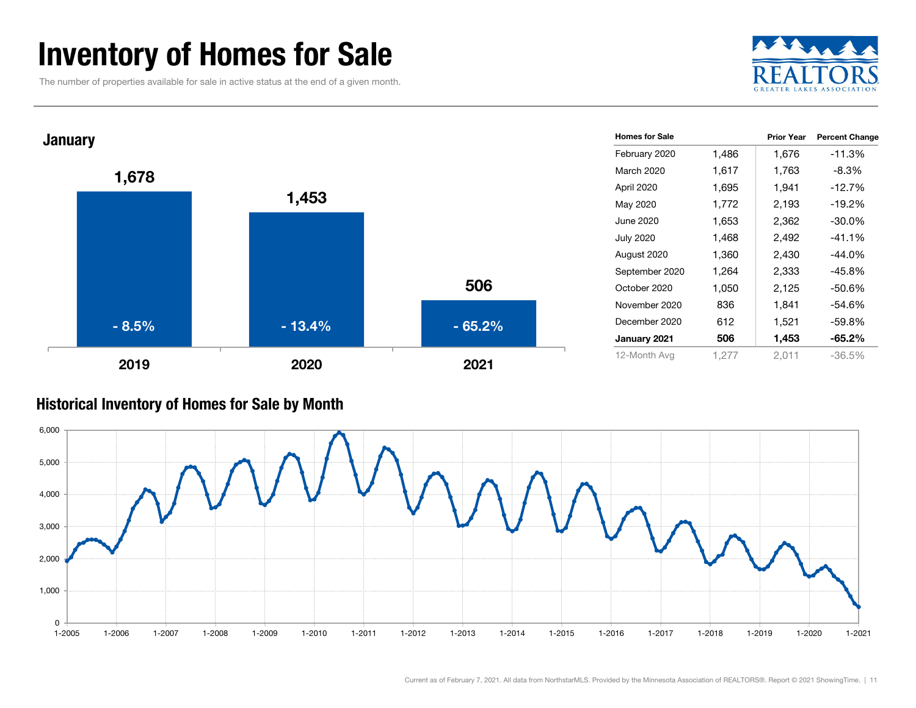# Inventory of Homes for Sale

The number of properties available for sale in active status at the end of a given month.

## January

| | 2019 | 2020 | 2021 |
|---|---|---|---|
| Homes for Sale | 1,678 | 1,453 | 506 |
| Percent Change | - 8.5% | - 13.4% | - 65.2% |

| Homes for Sale | | Prior Year | Percent Change |
|---|---|---|---|
| February 2020 | 1,486 | 1,676 | -11.3% |
| March 2020 | 1,617 | 1,763 | -8.3% |
| April 2020 | 1,695 | 1,941 | -12.7% |
| May 2020 | 1,772 | 2,193 | -19.2% |
| June 2020 | 1,653 | 2,362 | -30.0% |
| July 2020 | 1,468 | 2,492 | -41.1% |
| August 2020 | 1,360 | 2,430 | -44.0% |
| September 2020 | 1,264 | 2,333 | -45.8% |
| October 2020 | 1,050 | 2,125 | -50.6% |
| November 2020 | 836 | 1,841 | -54.6% |
| December 2020 | 612 | 1,521 | -59.8% |
| **January 2021** | **506** | **1,453** | **-65.2%** |
| 12-Month Avg | 1,277 | 2,011 | -36.5% |

## Historical Inventory of Homes for Sale by Month

Current as of February 7, 2021. All data from NorthstarMLS. Provided by the Minnesota Association of REALTORS®. Report © 2021 ShowingTime.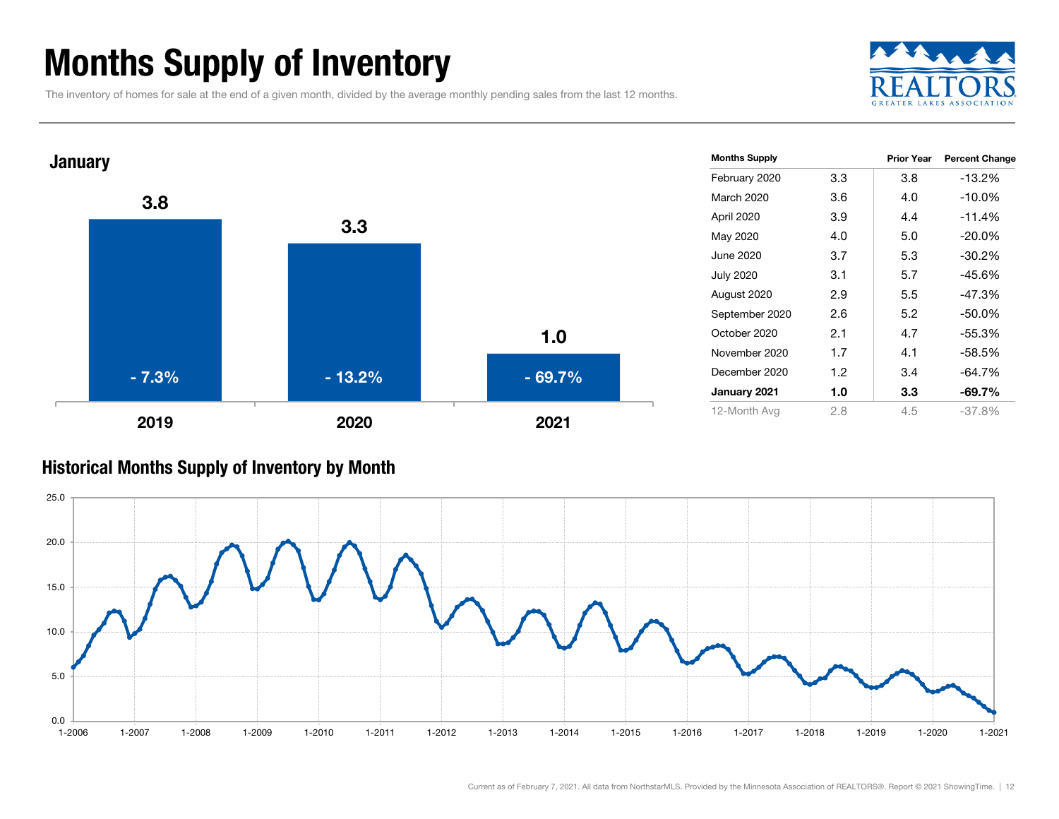# Months Supply of Inventory

The inventory of homes for sale at the end of a given month, divided by the average monthly pending sales from the last 12 months.

## January

| Year | Months Supply | Change |
| --- | --- | --- |
| 2019 | 3.8 | - 7.3% |
| 2020 | 3.3 | - 13.2% |
| 2021 | 1.0 | - 69.7% |

| Months Supply | | Prior Year | Percent Change |
| --- | --- | --- | --- |
| February 2020 | 3.3 | 3.8 | -13.2% |
| March 2020 | 3.6 | 4.0 | -10.0% |
| April 2020 | 3.9 | 4.4 | -11.4% |
| May 2020 | 4.0 | 5.0 | -20.0% |
| June 2020 | 3.7 | 5.3 | -30.2% |
| July 2020 | 3.1 | 5.7 | -45.6% |
| August 2020 | 2.9 | 5.5 | -47.3% |
| September 2020 | 2.6 | 5.2 | -50.0% |
| October 2020 | 2.1 | 4.7 | -55.3% |
| November 2020 | 1.7 | 4.1 | -58.5% |
| December 2020 | 1.2 | 3.4 | -64.7% |
| **January 2021** | **1.0** | **3.3** | **-69.7%** |
| 12-Month Avg | 2.8 | 4.5 | -37.8% |

## Historical Months Supply of Inventory by Month

Current as of February 7, 2021. All data from NorthstarMLS. Provided by the Minnesota Association of REALTORS®. Report © 2021 ShowingTime.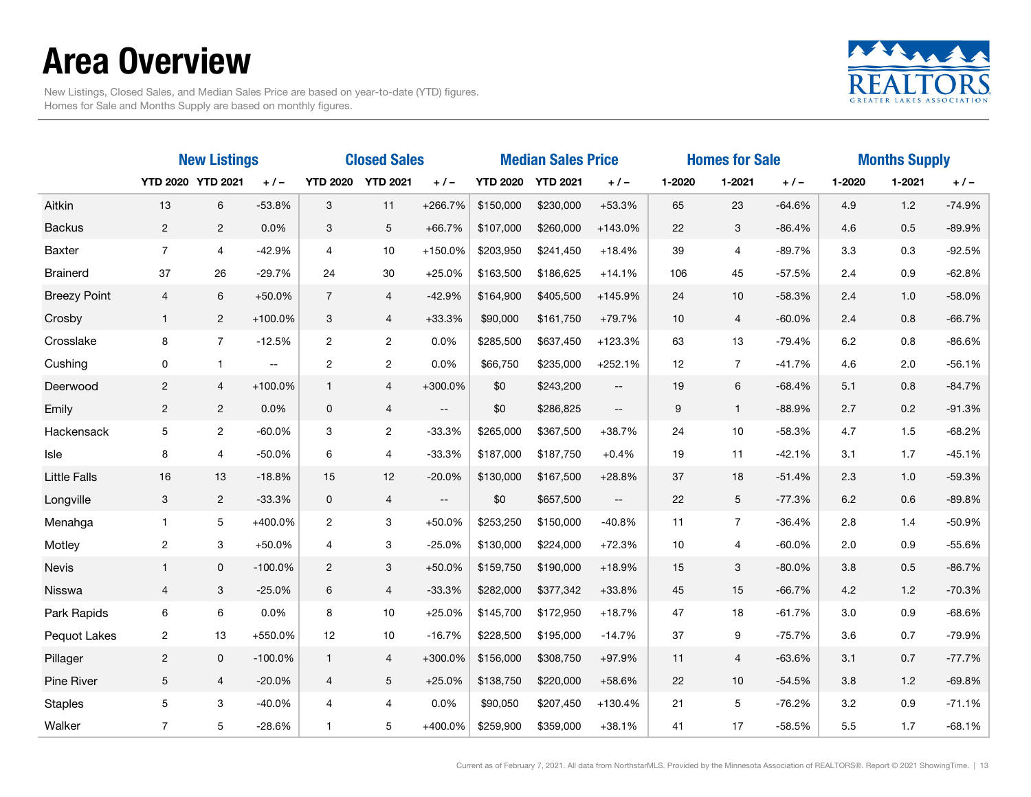# Area Overview

New Listings, Closed Sales, and Median Sales Price are based on year-to-date (YTD) figures.
Homes for Sale and Months Supply are based on monthly figures.

| | New Listings | | | Closed Sales | | | Median Sales Price | | | Homes for Sale | | | Months Supply | | |
|---|---|---|---|---|---|---|---|---|---|---|---|---|---|---|---|
| | YTD 2020 | YTD 2021 | + / – | YTD 2020 | YTD 2021 | + / – | YTD 2020 | YTD 2021 | + / – | 1-2020 | 1-2021 | + / – | 1-2020 | 1-2021 | + / – |
| Aitkin | 13 | 6 | -53.8% | 3 | 11 | +266.7% | $150,000 | $230,000 | +53.3% | 65 | 23 | -64.6% | 4.9 | 1.2 | -74.9% |
| Backus | 2 | 2 | 0.0% | 3 | 5 | +66.7% | $107,000 | $260,000 | +143.0% | 22 | 3 | -86.4% | 4.6 | 0.5 | -89.9% |
| Baxter | 7 | 4 | -42.9% | 4 | 10 | +150.0% | $203,950 | $241,450 | +18.4% | 39 | 4 | -89.7% | 3.3 | 0.3 | -92.5% |
| Brainerd | 37 | 26 | -29.7% | 24 | 30 | +25.0% | $163,500 | $186,625 | +14.1% | 106 | 45 | -57.5% | 2.4 | 0.9 | -62.8% |
| Breezy Point | 4 | 6 | +50.0% | 7 | 4 | -42.9% | $164,900 | $405,500 | +145.9% | 24 | 10 | -58.3% | 2.4 | 1.0 | -58.0% |
| Crosby | 1 | 2 | +100.0% | 3 | 4 | +33.3% | $90,000 | $161,750 | +79.7% | 10 | 4 | -60.0% | 2.4 | 0.8 | -66.7% |
| Crosslake | 8 | 7 | -12.5% | 2 | 2 | 0.0% | $285,500 | $637,450 | +123.3% | 63 | 13 | -79.4% | 6.2 | 0.8 | -86.6% |
| Cushing | 0 | 1 | -- | 2 | 2 | 0.0% | $66,750 | $235,000 | +252.1% | 12 | 7 | -41.7% | 4.6 | 2.0 | -56.1% |
| Deerwood | 2 | 4 | +100.0% | 1 | 4 | +300.0% | $0 | $243,200 | -- | 19 | 6 | -68.4% | 5.1 | 0.8 | -84.7% |
| Emily | 2 | 2 | 0.0% | 0 | 4 | -- | $0 | $286,825 | -- | 9 | 1 | -88.9% | 2.7 | 0.2 | -91.3% |
| Hackensack | 5 | 2 | -60.0% | 3 | 2 | -33.3% | $265,000 | $367,500 | +38.7% | 24 | 10 | -58.3% | 4.7 | 1.5 | -68.2% |
| Isle | 8 | 4 | -50.0% | 6 | 4 | -33.3% | $187,000 | $187,750 | +0.4% | 19 | 11 | -42.1% | 3.1 | 1.7 | -45.1% |
| Little Falls | 16 | 13 | -18.8% | 15 | 12 | -20.0% | $130,000 | $167,500 | +28.8% | 37 | 18 | -51.4% | 2.3 | 1.0 | -59.3% |
| Longville | 3 | 2 | -33.3% | 0 | 4 | -- | $0 | $657,500 | -- | 22 | 5 | -77.3% | 6.2 | 0.6 | -89.8% |
| Menahga | 1 | 5 | +400.0% | 2 | 3 | +50.0% | $253,250 | $150,000 | -40.8% | 11 | 7 | -36.4% | 2.8 | 1.4 | -50.9% |
| Motley | 2 | 3 | +50.0% | 4 | 3 | -25.0% | $130,000 | $224,000 | +72.3% | 10 | 4 | -60.0% | 2.0 | 0.9 | -55.6% |
| Nevis | 1 | 0 | -100.0% | 2 | 3 | +50.0% | $159,750 | $190,000 | +18.9% | 15 | 3 | -80.0% | 3.8 | 0.5 | -86.7% |
| Nisswa | 4 | 3 | -25.0% | 6 | 4 | -33.3% | $282,000 | $377,342 | +33.8% | 45 | 15 | -66.7% | 4.2 | 1.2 | -70.3% |
| Park Rapids | 6 | 6 | 0.0% | 8 | 10 | +25.0% | $145,700 | $172,950 | +18.7% | 47 | 18 | -61.7% | 3.0 | 0.9 | -68.6% |
| Pequot Lakes | 2 | 13 | +550.0% | 12 | 10 | -16.7% | $228,500 | $195,000 | -14.7% | 37 | 9 | -75.7% | 3.6 | 0.7 | -79.9% |
| Pillager | 2 | 0 | -100.0% | 1 | 4 | +300.0% | $156,000 | $308,750 | +97.9% | 11 | 4 | -63.6% | 3.1 | 0.7 | -77.7% |
| Pine River | 5 | 4 | -20.0% | 4 | 5 | +25.0% | $138,750 | $220,000 | +58.6% | 22 | 10 | -54.5% | 3.8 | 1.2 | -69.8% |
| Staples | 5 | 3 | -40.0% | 4 | 4 | 0.0% | $90,050 | $207,450 | +130.4% | 21 | 5 | -76.2% | 3.2 | 0.9 | -71.1% |
| Walker | 7 | 5 | -28.6% | 1 | 5 | +400.0% | $259,900 | $359,000 | +38.1% | 41 | 17 | -58.5% | 5.5 | 1.7 | -68.1% |

Current as of February 7, 2021. All data from NorthstarMLS. Provided by the Minnesota Association of REALTORS®. Report © 2021 ShowingTime.